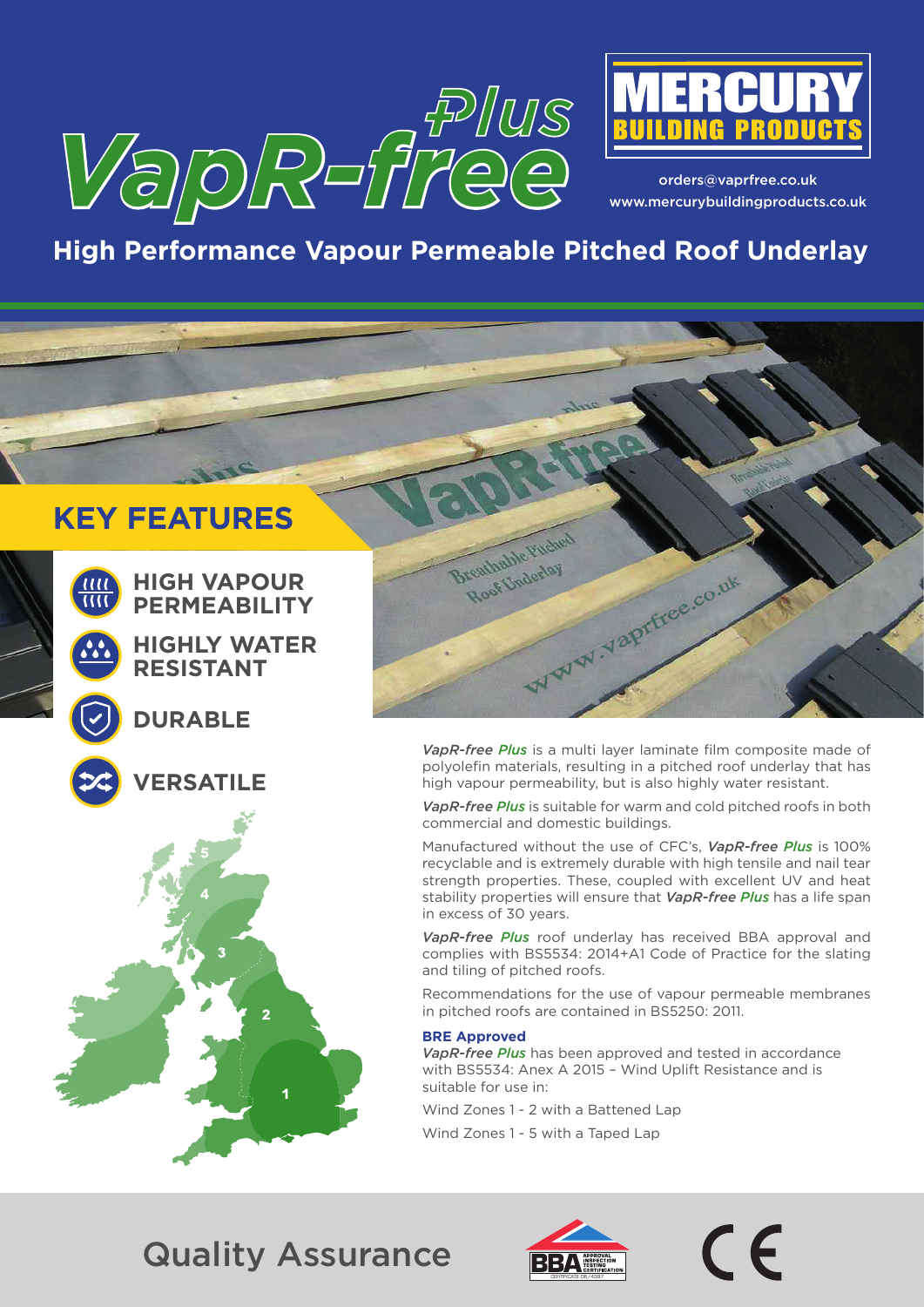# VapR-free *Plus*

**MERCURY BUILDING PRODUCTS**

orders@vaprfree.co.uk
www.mercurybuildingproducts.co.uk

## High Performance Vapour Permeable Pitched Roof Underlay

## KEY FEATURES

- **HIGH VAPOUR PERMEABILITY**
- **HIGHLY WATER RESISTANT**
- **DURABLE**
- **VERSATILE**

***VapR-free Plus*** is a multi layer laminate film composite made of polyolefin materials, resulting in a pitched roof underlay that has high vapour permeability, but is also highly water resistant.

***VapR-free Plus*** is suitable for warm and cold pitched roofs in both commercial and domestic buildings.

Manufactured without the use of CFC's, ***VapR-free Plus*** is 100% recyclable and is extremely durable with high tensile and nail tear strength properties. These, coupled with excellent UV and heat stability properties will ensure that ***VapR-free Plus*** has a life span in excess of 30 years.

***VapR-free Plus*** roof underlay has received BBA approval and complies with BS5534: 2014+A1 Code of Practice for the slating and tiling of pitched roofs.

Recommendations for the use of vapour permeable membranes in pitched roofs are contained in BS5250: 2011.

**BRE Approved**

***VapR-free Plus*** has been approved and tested in accordance with BS5534: Anex A 2015 – Wind Uplift Resistance and is suitable for use in:

Wind Zones 1 - 2 with a Battened Lap

Wind Zones 1 - 5 with a Taped Lap

## Quality Assurance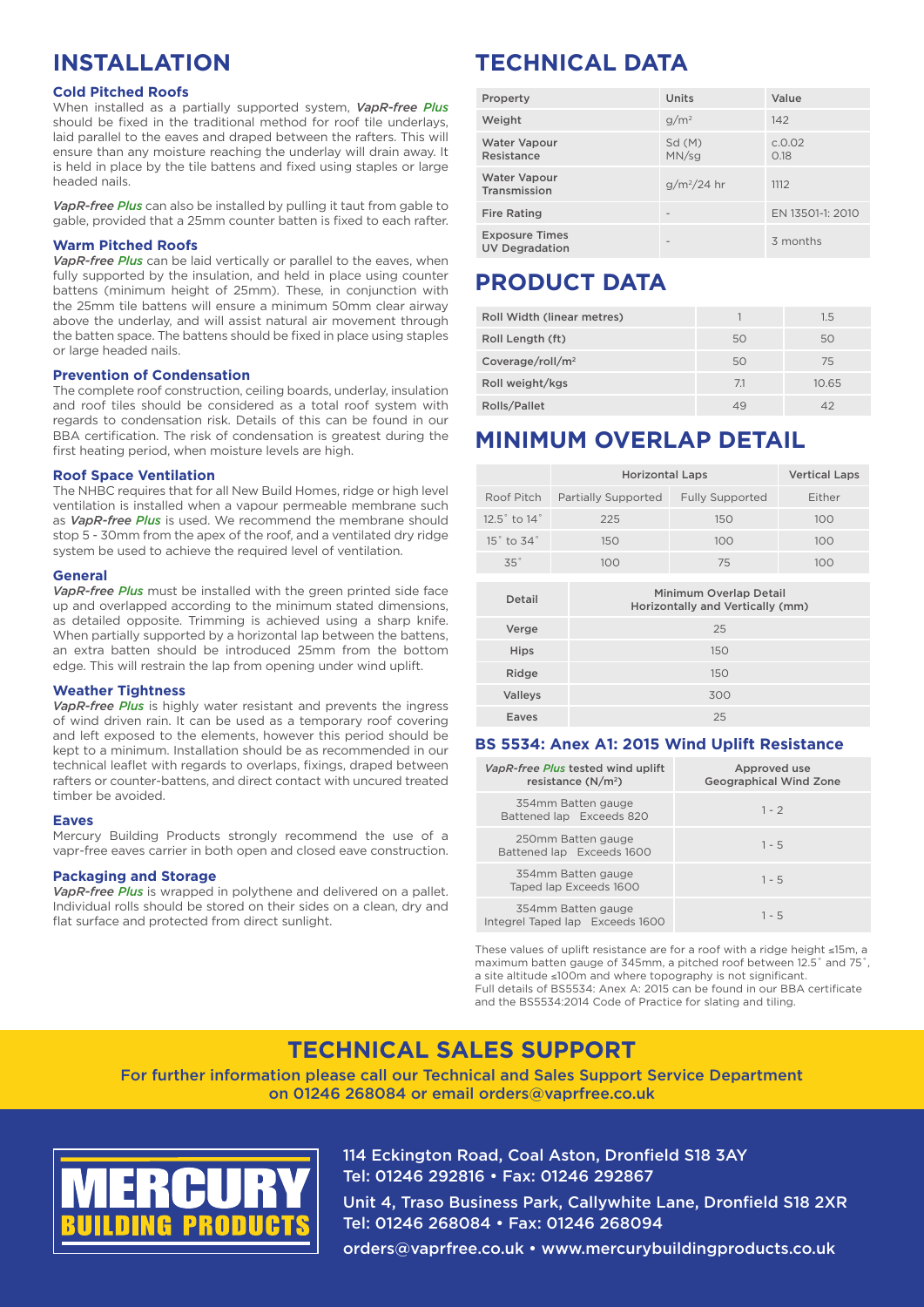## INSTALLATION

### Cold Pitched Roofs

When installed as a partially supported system, *VapR-free Plus* should be fixed in the traditional method for roof tile underlays, laid parallel to the eaves and draped between the rafters. This will ensure than any moisture reaching the underlay will drain away. It is held in place by the tile battens and fixed using staples or large headed nails.

*VapR-free Plus* can also be installed by pulling it taut from gable to gable, provided that a 25mm counter batten is fixed to each rafter.

### Warm Pitched Roofs

*VapR-free Plus* can be laid vertically or parallel to the eaves, when fully supported by the insulation, and held in place using counter battens (minimum height of 25mm). These, in conjunction with the 25mm tile battens will ensure a minimum 50mm clear airway above the underlay, and will assist natural air movement through the batten space. The battens should be fixed in place using staples or large headed nails.

### Prevention of Condensation

The complete roof construction, ceiling boards, underlay, insulation and roof tiles should be considered as a total roof system with regards to condensation risk. Details of this can be found in our BBA certification. The risk of condensation is greatest during the first heating period, when moisture levels are high.

### Roof Space Ventilation

The NHBC requires that for all New Build Homes, ridge or high level ventilation is installed when a vapour permeable membrane such as *VapR-free Plus* is used. We recommend the membrane should stop 5 - 30mm from the apex of the roof, and a ventilated dry ridge system be used to achieve the required level of ventilation.

### General

*VapR-free Plus* must be installed with the green printed side face up and overlapped according to the minimum stated dimensions, as detailed opposite. Trimming is achieved using a sharp knife. When partially supported by a horizontal lap between the battens, an extra batten should be introduced 25mm from the bottom edge. This will restrain the lap from opening under wind uplift.

### Weather Tightness

*VapR-free Plus* is highly water resistant and prevents the ingress of wind driven rain. It can be used as a temporary roof covering and left exposed to the elements, however this period should be kept to a minimum. Installation should be as recommended in our technical leaflet with regards to overlaps, fixings, draped between rafters or counter-battens, and direct contact with uncured treated timber be avoided.

### Eaves

Mercury Building Products strongly recommend the use of a vapr-free eaves carrier in both open and closed eave construction.

### Packaging and Storage

*VapR-free Plus* is wrapped in polythene and delivered on a pallet. Individual rolls should be stored on their sides on a clean, dry and flat surface and protected from direct sunlight.

## TECHNICAL DATA

| Property | Units | Value |
|---|---|---|
| Weight | g/m² | 142 |
| Water Vapour Resistance | Sd (M)<br>MN/sg | c.0.02<br>0.18 |
| Water Vapour Transmission | g/m²/24 hr | 1112 |
| Fire Rating | - | EN 13501-1: 2010 |
| Exposure Times UV Degradation | - | 3 months |

## PRODUCT DATA

| | | |
|---|---|---|
| Roll Width (linear metres) | 1 | 1.5 |
| Roll Length (ft) | 50 | 50 |
| Coverage/roll/m² | 50 | 75 |
| Roll weight/kgs | 7.1 | 10.65 |
| Rolls/Pallet | 49 | 42 |

## MINIMUM OVERLAP DETAIL

| | Horizontal Laps | | Vertical Laps |
|---|---|---|---|
| Roof Pitch | Partially Supported | Fully Supported | Either |
| 12.5˚ to 14˚ | 225 | 150 | 100 |
| 15˚ to 34˚ | 150 | 100 | 100 |
| 35˚ | 100 | 75 | 100 |

| Detail | Minimum Overlap Detail Horizontally and Vertically (mm) |
|---|---|
| Verge | 25 |
| Hips | 150 |
| Ridge | 150 |
| Valleys | 300 |
| Eaves | 25 |

### BS 5534: Anex A1: 2015 Wind Uplift Resistance

| *VapR-free Plus* tested wind uplift resistance (N/m²) | Approved use Geographical Wind Zone |
|---|---|
| 354mm Batten gauge Battened lap Exceeds 820 | 1 - 2 |
| 250mm Batten gauge Battened lap Exceeds 1600 | 1 - 5 |
| 354mm Batten gauge Taped lap Exceeds 1600 | 1 - 5 |
| 354mm Batten gauge Integrel Taped lap Exceeds 1600 | 1 - 5 |

These values of uplift resistance are for a roof with a ridge height ≤15m, a maximum batten gauge of 345mm, a pitched roof between 12.5˚ and 75˚, a site altitude ≤100m and where topography is not significant.
Full details of BS5534: Anex A: 2015 can be found in our BBA certificate and the BS5534:2014 Code of Practice for slating and tiling.

## TECHNICAL SALES SUPPORT

For further information please call our Technical and Sales Support Service Department on 01246 268084 or email orders@vaprfree.co.uk

MERCURY BUILDING PRODUCTS

114 Eckington Road, Coal Aston, Dronfield S18 3AY
Tel: 01246 292816 • Fax: 01246 292867

Unit 4, Traso Business Park, Callywhite Lane, Dronfield S18 2XR
Tel: 01246 268084 • Fax: 01246 268094

orders@vaprfree.co.uk • www.mercurybuildingproducts.co.uk